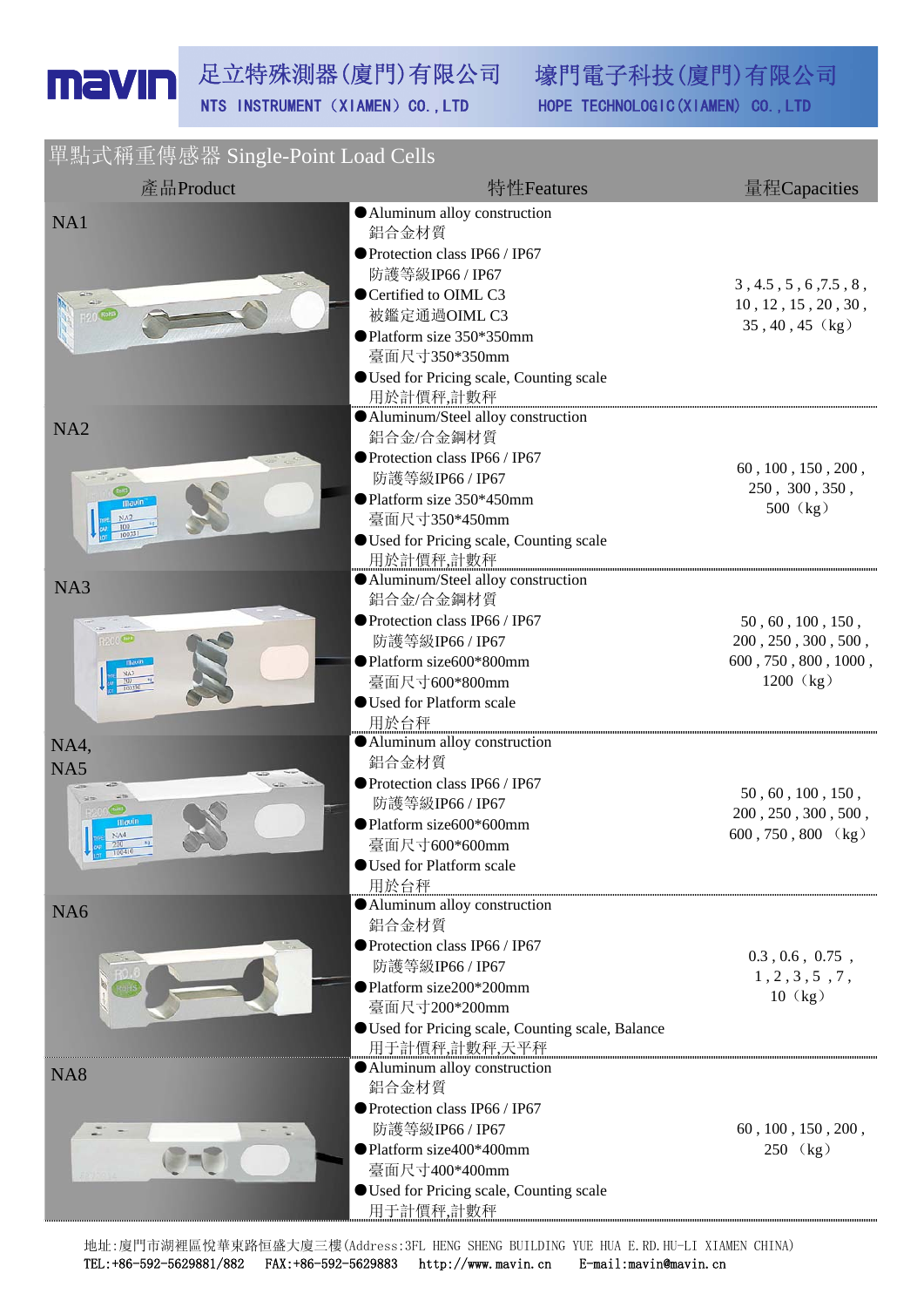# mavin

足立特殊測器(廈門)有限公司 NTS INSTRUMENT（XIAMEN）CO.,LTD

壕門電子科技(廈門)有限公司 HOPE TECHNOLOGIC(XIAMEN) CO.,LTD

## 單點式稱重傳感器 Single-Point Load Cells

| 產品Product | 特性Features | 量程Capacities |
|---|---|---|
| NA1 | ●Aluminum alloy construction<br>鋁合金材質<br>●Protection class IP66 / IP67<br>防護等級IP66 / IP67<br>●Certified to OIML C3<br>被鑑定通過OIML C3<br>●Platform size 350*350mm<br>臺面尺寸350*350mm<br>●Used for Pricing scale, Counting scale<br>用於計價秤,計數秤 | 3 , 4.5 , 5 , 6 ,7.5 , 8 , 10 , 12 , 15 , 20 , 30 , 35 , 40 , 45（kg） |
| NA2 | ●Aluminum/Steel alloy construction<br>鋁合金/合金鋼材質<br>●Protection class IP66 / IP67<br>防護等級IP66 / IP67<br>●Platform size 350*450mm<br>臺面尺寸350*450mm<br>●Used for Pricing scale, Counting scale<br>用於計價秤,計數秤 | 60 , 100 , 150 , 200 , 250 , 300 , 350 , 500（kg） |
| NA3 | ●Aluminum/Steel alloy construction<br>鋁合金/合金鋼材質<br>●Protection class IP66 / IP67<br>防護等級IP66 / IP67<br>●Platform size600*800mm<br>臺面尺寸600*800mm<br>●Used for Platform scale<br>用於台秤 | 50 , 60 , 100 , 150 , 200 , 250 , 300 , 500 , 600 , 750 , 800 , 1000 , 1200（kg） |
| NA4, NA5 | ●Aluminum alloy construction<br>鋁合金材質<br>●Protection class IP66 / IP67<br>防護等級IP66 / IP67<br>●Platform size600*600mm<br>臺面尺寸600*600mm<br>●Used for Platform scale<br>用於台秤 | 50 , 60 , 100 , 150 , 200 , 250 , 300 , 500 , 600 , 750 , 800 （kg） |
| NA6 | ●Aluminum alloy construction<br>鋁合金材質<br>●Protection class IP66 / IP67<br>防護等級IP66 / IP67<br>●Platform size200*200mm<br>臺面尺寸200*200mm<br>●Used for Pricing scale, Counting scale, Balance<br>用于計價秤,計數秤,天平秤 | 0.3 , 0.6 , 0.75 , 1 , 2 , 3 , 5 , 7 , 10（kg） |
| NA8 | ●Aluminum alloy construction<br>鋁合金材質<br>●Protection class IP66 / IP67<br>防護等級IP66 / IP67<br>●Platform size400*400mm<br>臺面尺寸400*400mm<br>●Used for Pricing scale, Counting scale<br>用于計價秤,計數秤 | 60 , 100 , 150 , 200 , 250 （kg） |

地址:廈門市湖裡區悅華東路恒盛大廈三樓(Address:3FL HENG SHENG BUILDING YUE HUA E.RD.HU-LI XIAMEN CHINA)
TEL:+86-592-5629881/882 FAX:+86-592-5629883 http://www.mavin.cn E-mail:mavin@mavin.cn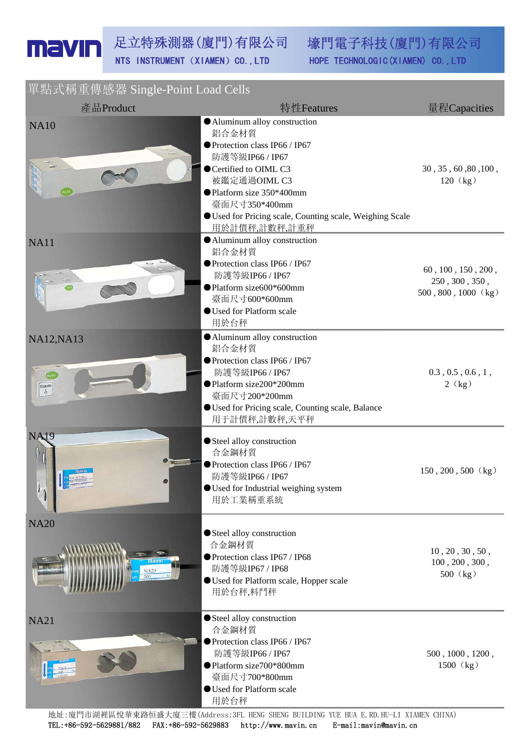mavin 足立特殊測器(廈門)有限公司 NTS INSTRUMENT (XIAMEN) CO.,LTD 壕門電子科技(廈門)有限公司 HOPE TECHNOLOGIC(XIAMEN) CO.,LTD

## 單點式稱重傳感器 Single-Point Load Cells

| 產品Product | 特性Features | 量程Capacities |
|---|---|---|
| NA10 | ●Aluminum alloy construction<br>鋁合金材質<br>●Protection class IP66 / IP67<br>防護等級IP66 / IP67<br>●Certified to OIML C3<br>被鑑定通過OIML C3<br>●Platform size 350*400mm<br>臺面尺寸350*400mm<br>●Used for Pricing scale, Counting scale, Weighing Scale<br>用於計價秤,計數秤,計重秤 | 30 , 35 , 60 ,80 ,100 , 120（kg） |
| NA11 | ●Aluminum alloy construction<br>鋁合金材質<br>●Protection class IP66 / IP67<br>防護等級IP66 / IP67<br>●Platform size600*600mm<br>臺面尺寸600*600mm<br>●Used for Platform scale<br>用於台秤 | 60 , 100 , 150 , 200 , 250 , 300 , 350 , 500 , 800 , 1000（kg） |
| NA12,NA13 | ●Aluminum alloy construction<br>鋁合金材質<br>●Protection class IP66 / IP67<br>防護等級IP66 / IP67<br>●Platform size200*200mm<br>臺面尺寸200*200mm<br>●Used for Pricing scale, Counting scale, Balance<br>用于計價秤,計數秤,天平秤 | 0.3 , 0.5 , 0.6 , 1 , 2（kg） |
| NA19 | ●Steel alloy construction<br>合金鋼材質<br>●Protection class IP66 / IP67<br>防護等級IP66 / IP67<br>●Used for Industrial weighing system<br>用於工業稱重系統 | 150 , 200 , 500（kg） |
| NA20 | ●Steel alloy construction<br>合金鋼材質<br>●Protection class IP67 / IP68<br>防護等級IP67 / IP68<br>●Used for Platform scale, Hopper scale<br>用於台秤,料鬥秤 | 10 , 20 , 30 , 50 , 100 , 200 , 300 , 500（kg） |
| NA21 | ●Steel alloy construction<br>合金鋼材質<br>●Protection class IP66 / IP67<br>防護等級IP66 / IP67<br>●Platform size700*800mm<br>臺面尺寸700*800mm<br>●Used for Platform scale<br>用於台秤 | 500 , 1000 , 1200 , 1500（kg） |

地址:廈門市湖裡區悅華東路恒盛大廈三樓(Address:3FL HENG SHENG BUILDING YUE HUA E.RD.HU-LI XIAMEN CHINA)
TEL:+86-592-5629881/882 FAX:+86-592-5629883 http://www.mavin.cn E-mail:mavin@mavin.cn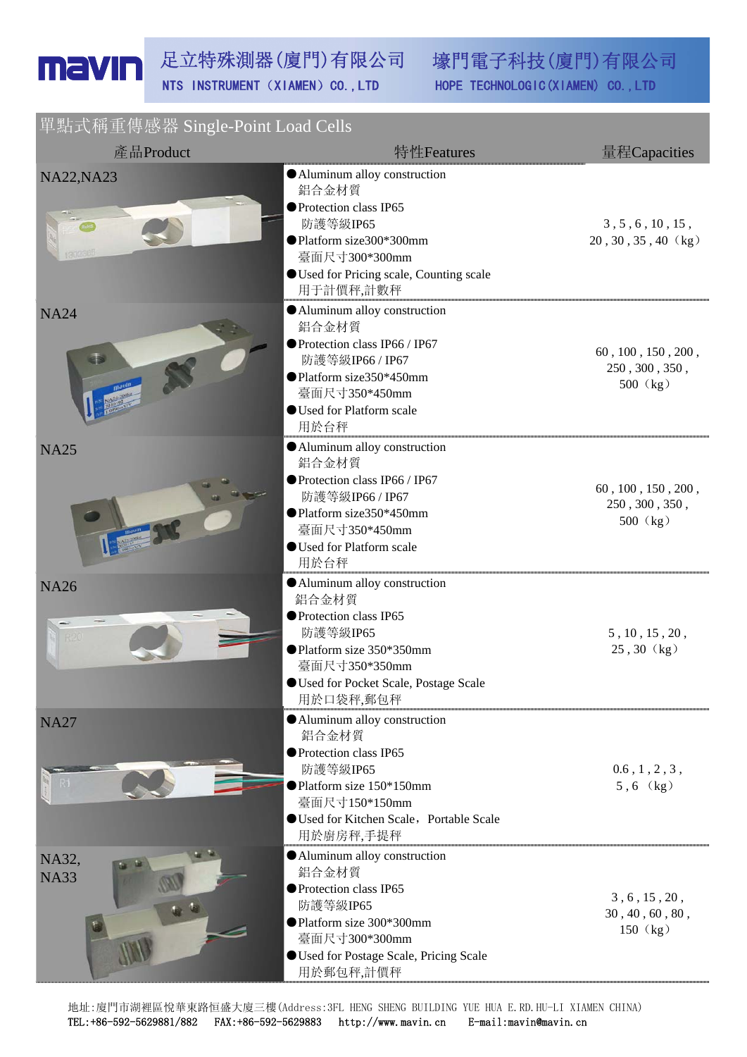# 單點式稱重傳感器 Single-Point Load Cells

| 產品Product | 特性Features | 量程Capacities |
|---|---|---|
| NA22,NA23 | ●Aluminum alloy construction<br>鋁合金材質<br>●Protection class IP65<br>防護等級IP65<br>●Platform size300*300mm<br>臺面尺寸300*300mm<br>●Used for Pricing scale, Counting scale<br>用于計價秤,計數秤 | 3 , 5 , 6 , 10 , 15 ,<br>20 , 30 , 35 , 40（kg） |
| NA24 | ●Aluminum alloy construction<br>鋁合金材質<br>●Protection class IP66 / IP67<br>防護等級IP66 / IP67<br>●Platform size350*450mm<br>臺面尺寸350*450mm<br>●Used for Platform scale<br>用於台秤 | 60 , 100 , 150 , 200 ,<br>250 , 300 , 350 ,<br>500（kg） |
| NA25 | ●Aluminum alloy construction<br>鋁合金材質<br>●Protection class IP66 / IP67<br>防護等級IP66 / IP67<br>●Platform size350*450mm<br>臺面尺寸350*450mm<br>●Used for Platform scale<br>用於台秤 | 60 , 100 , 150 , 200 ,<br>250 , 300 , 350 ,<br>500（kg） |
| NA26 | ●Aluminum alloy construction<br>鋁合金材質<br>●Protection class IP65<br>防護等級IP65<br>●Platform size 350*350mm<br>臺面尺寸350*350mm<br>●Used for Pocket Scale, Postage Scale<br>用於口袋秤,郵包秤 | 5 , 10 , 15 , 20 ,<br>25 , 30（kg） |
| NA27 | ●Aluminum alloy construction<br>鋁合金材質<br>●Protection class IP65<br>防護等級IP65<br>●Platform size 150*150mm<br>臺面尺寸150*150mm<br>●Used for Kitchen Scale，Portable Scale<br>用於廚房秤,手提秤 | 0.6 , 1 , 2 , 3 ,<br>5 , 6（kg） |
| NA32,<br>NA33 | ●Aluminum alloy construction<br>鋁合金材質<br>●Protection class IP65<br>防護等級IP65<br>●Platform size 300*300mm<br>臺面尺寸300*300mm<br>●Used for Postage Scale, Pricing Scale<br>用於郵包秤,計價秤 | 3 , 6 , 15 , 20 ,<br>30 , 40 , 60 , 80 ,<br>150（kg） |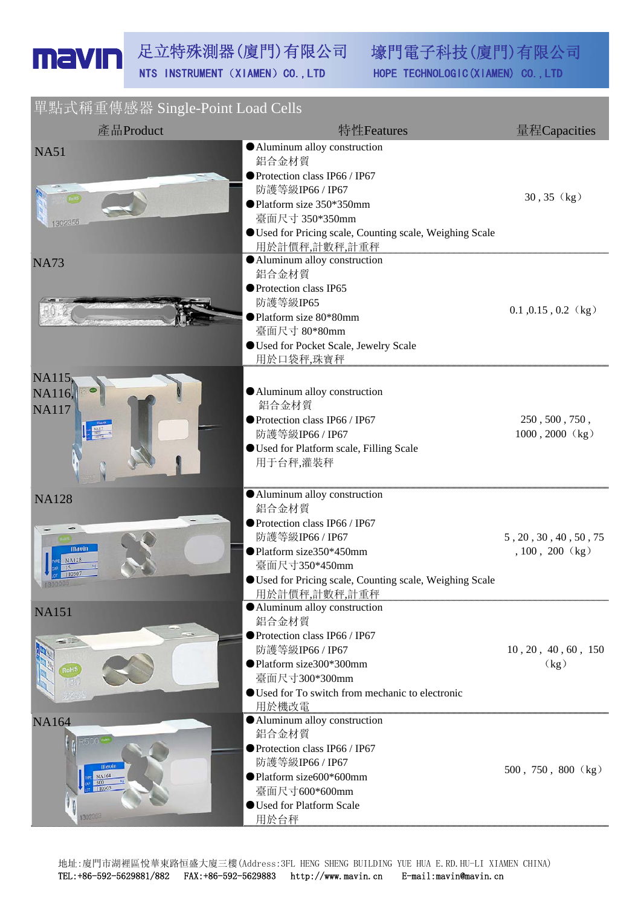mavin

足立特殊測器(廈門)有限公司 NTS INSTRUMENT（XIAMEN）CO.,LTD

壕門電子科技(廈門)有限公司 HOPE TECHNOLOGIC(XIAMEN) CO.,LTD

## 單點式稱重傳感器 Single-Point Load Cells

| 產品Product | 特性Features | 量程Capacities |
|---|---|---|
| NA51 | ●Aluminum alloy construction<br>鋁合金材質<br>●Protection class IP66 / IP67<br>防護等級IP66 / IP67<br>●Platform size 350*350mm<br>臺面尺寸 350*350mm<br>●Used for Pricing scale, Counting scale, Weighing Scale<br>用於計價秤,計數秤,計重秤 | 30 , 35（kg） |
| NA73 | ●Aluminum alloy construction<br>鋁合金材質<br>●Protection class IP65<br>防護等級IP65<br>●Platform size 80*80mm<br>臺面尺寸 80*80mm<br>●Used for Pocket Scale, Jewelry Scale<br>用於口袋秤,珠寶秤 | 0.1 ,0.15 , 0.2（kg） |
| NA115, NA116, NA117 | ●Aluminum alloy construction<br>鋁合金材質<br>●Protection class IP66 / IP67<br>防護等級IP66 / IP67<br>●Used for Platform scale, Filling Scale<br>用于台秤,灌裝秤 | 250 , 500 , 750 , 1000 , 2000（kg） |
| NA128 | ●Aluminum alloy construction<br>鋁合金材質<br>●Protection class IP66 / IP67<br>防護等級IP66 / IP67<br>●Platform size350*450mm<br>臺面尺寸350*450mm<br>●Used for Pricing scale, Counting scale, Weighing Scale<br>用於計價秤,計數秤,計重秤 | 5 , 20 , 30 , 40 , 50 , 75 , 100 , 200（kg） |
| NA151 | ●Aluminum alloy construction<br>鋁合金材質<br>●Protection class IP66 / IP67<br>防護等級IP66 / IP67<br>●Platform size300*300mm<br>臺面尺寸300*300mm<br>●Used for To switch from mechanic to electronic<br>用於機改電 | 10 , 20 , 40 , 60 , 150（kg） |
| NA164 | ●Aluminum alloy construction<br>鋁合金材質<br>●Protection class IP66 / IP67<br>防護等級IP66 / IP67<br>●Platform size600*600mm<br>臺面尺寸600*600mm<br>●Used for Platform Scale<br>用於台秤 | 500 , 750 , 800（kg） |

地址:廈門市湖裡區悅華東路恒盛大廈三樓(Address:3FL HENG SHENG BUILDING YUE HUA E.RD.HU-LI XIAMEN CHINA)
TEL:+86-592-5629881/882 FAX:+86-592-5629883 http://www.mavin.cn E-mail:mavin@mavin.cn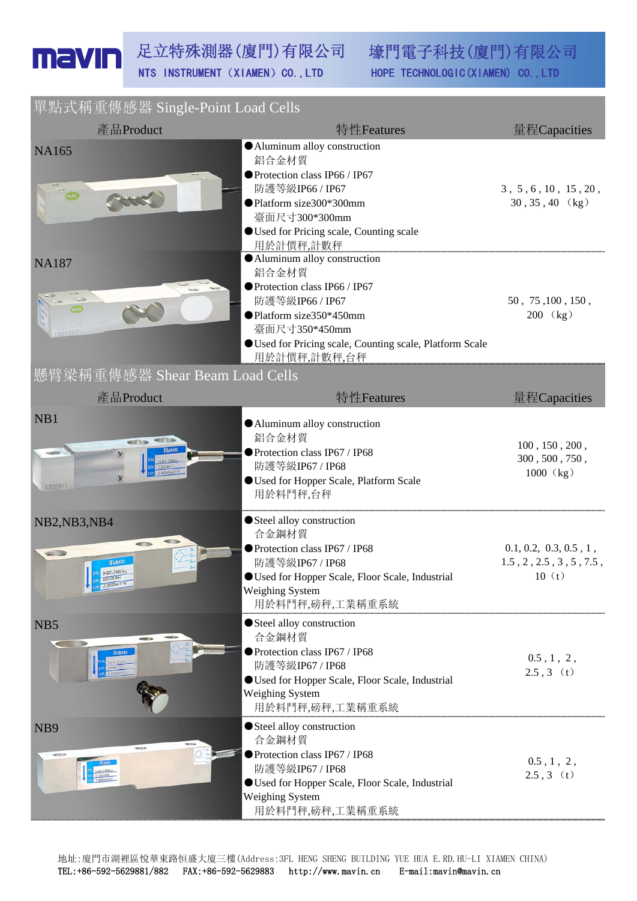# mavin

## 足立特殊測器(廈門)有限公司 NTS INSTRUMENT (XIAMEN) CO., LTD

## 壕門電子科技(廈門)有限公司 HOPE TECHNOLOGIC(XIAMEN) CO., LTD

## 單點式稱重傳感器 Single-Point Load Cells

| 產品Product | 特性Features | 量程Capacities |
|---|---|---|
| NA165 | ●Aluminum alloy construction 鋁合金材質<br>●Protection class IP66 / IP67 防護等級IP66 / IP67<br>●Platform size300*300mm 臺面尺寸300*300mm<br>●Used for Pricing scale, Counting scale 用於計價秤,計數秤 | 3, 5, 6, 10, 15, 20, 30, 35, 40 (kg) |
| NA187 | ●Aluminum alloy construction 鋁合金材質<br>●Protection class IP66 / IP67 防護等級IP66 / IP67<br>●Platform size350*450mm 臺面尺寸350*450mm<br>●Used for Pricing scale, Counting scale, Platform Scale 用於計價秤,計數秤,台秤 | 50, 75, 100, 150, 200 (kg) |

## 懸臂梁稱重傳感器 Shear Beam Load Cells

| 產品Product | 特性Features | 量程Capacities |
|---|---|---|
| NB1 | ●Aluminum alloy construction 鋁合金材質<br>●Protection class IP67 / IP68 防護等級IP67 / IP68<br>●Used for Hopper Scale, Platform Scale 用於料鬥秤,台秤 | 100, 150, 200, 300, 500, 750, 1000 (kg) |
| NB2,NB3,NB4 | ●Steel alloy construction 合金鋼材質<br>●Protection class IP67 / IP68 防護等級IP67 / IP68<br>●Used for Hopper Scale, Floor Scale, Industrial Weighing System 用於料鬥秤,磅秤,工業稱重系統 | 0.1, 0.2, 0.3, 0.5, 1, 1.5, 2, 2.5, 3, 5, 7.5, 10 (t) |
| NB5 | ●Steel alloy construction 合金鋼材質<br>●Protection class IP67 / IP68 防護等級IP67 / IP68<br>●Used for Hopper Scale, Floor Scale, Industrial Weighing System 用於料鬥秤,磅秤,工業稱重系統 | 0.5, 1, 2, 2.5, 3 (t) |
| NB9 | ●Steel alloy construction 合金鋼材質<br>●Protection class IP67 / IP68 防護等級IP67 / IP68<br>●Used for Hopper Scale, Floor Scale, Industrial Weighing System 用於料鬥秤,磅秤,工業稱重系統 | 0.5, 1, 2, 2.5, 3 (t) |

地址:廈門市湖裡區悅華東路恒盛大廈三樓(Address:3FL HENG SHENG BUILDING YUE HUA E.RD.HU-LI XIAMEN CHINA)
TEL:+86-592-5629881/882 FAX:+86-592-5629883 http://www.mavin.cn E-mail:mavin@mavin.cn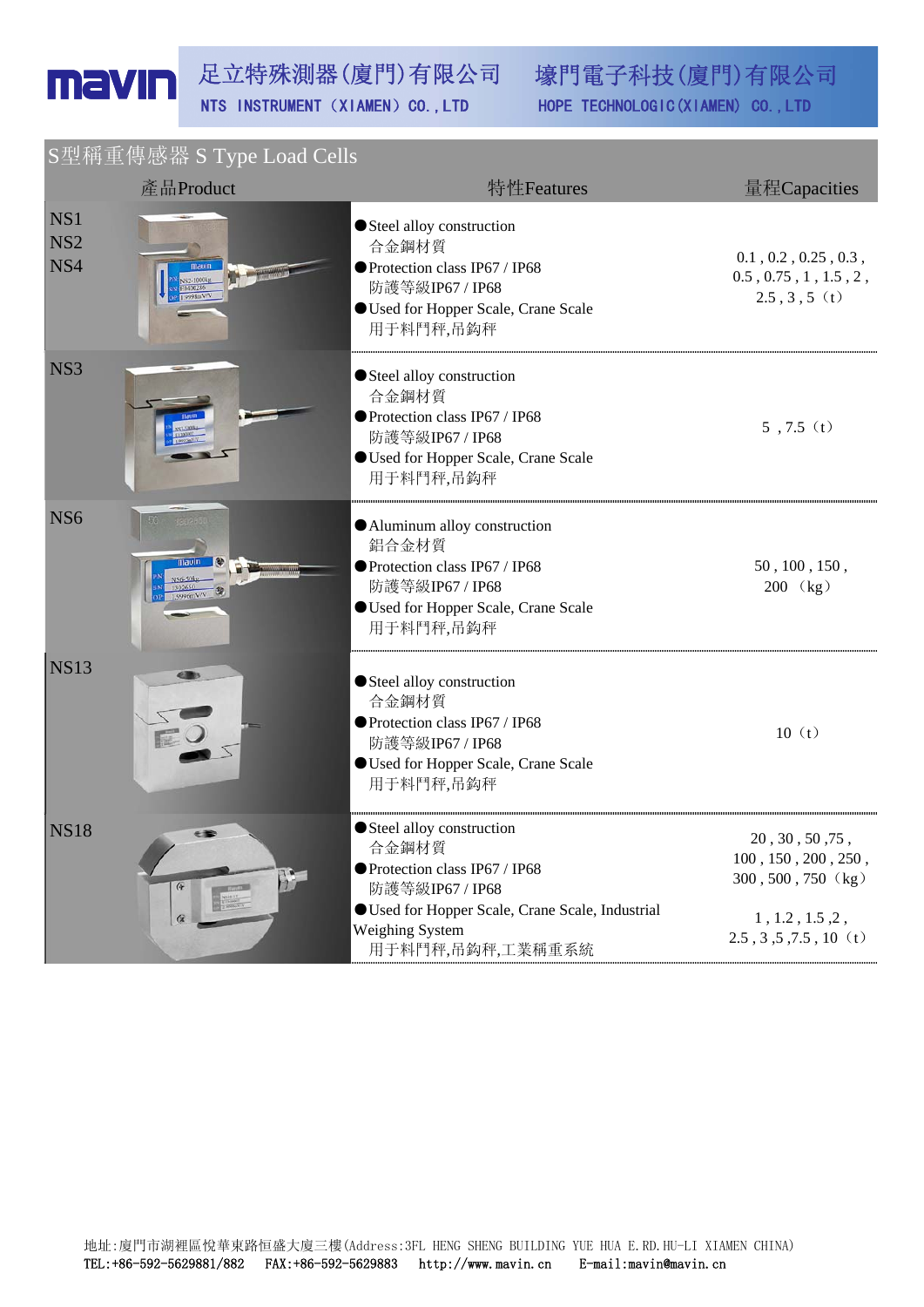# mavin

足立特殊測器(廈門)有限公司 NTS INSTRUMENT (XIAMEN) CO.,LTD

壕門電子科技(廈門)有限公司 HOPE TECHNOLOGIC(XIAMEN) CO.,LTD

## S型稱重傳感器 S Type Load Cells

| 產品Product | 特性Features | 量程Capacities |
|---|---|---|
| NS1<br>NS2<br>NS4 | ●Steel alloy construction<br>合金鋼材質<br>●Protection class IP67 / IP68<br>防護等級IP67 / IP68<br>●Used for Hopper Scale, Crane Scale<br>用于料鬥秤,吊鈎秤 | 0.1 , 0.2 , 0.25 , 0.3 ,<br>0.5 , 0.75 , 1 , 1.5 , 2 ,<br>2.5 , 3 , 5（t） |
| NS3 | ●Steel alloy construction<br>合金鋼材質<br>●Protection class IP67 / IP68<br>防護等級IP67 / IP68<br>●Used for Hopper Scale, Crane Scale<br>用于料鬥秤,吊鈎秤 | 5 ,7.5（t） |
| NS6 | ●Aluminum alloy construction<br>鋁合金材質<br>●Protection class IP67 / IP68<br>防護等級IP67 / IP68<br>●Used for Hopper Scale, Crane Scale<br>用于料鬥秤,吊鈎秤 | 50 , 100 , 150 ,<br>200 （kg） |
| NS13 | ●Steel alloy construction<br>合金鋼材質<br>●Protection class IP67 / IP68<br>防護等級IP67 / IP68<br>●Used for Hopper Scale, Crane Scale<br>用于料鬥秤,吊鈎秤 | 10（t） |
| NS18 | ●Steel alloy construction<br>合金鋼材質<br>●Protection class IP67 / IP68<br>防護等級IP67 / IP68<br>●Used for Hopper Scale, Crane Scale, Industrial Weighing System<br>用于料鬥秤,吊鈎秤,工業稱重系統 | 20 , 30 , 50 ,75 ,<br>100 , 150 , 200 , 250 ,<br>300 , 500 , 750（kg）<br><br>1 , 1.2 , 1.5 ,2 ,<br>2.5 , 3 ,5 ,7.5 , 10（t） |

地址:廈門市湖裡區悅華東路恒盛大廈三樓(Address:3FL HENG SHENG BUILDING YUE HUA E.RD.HU-LI XIAMEN CHINA)
TEL:+86-592-5629881/882 FAX:+86-592-5629883 http://www.mavin.cn E-mail:mavin@mavin.cn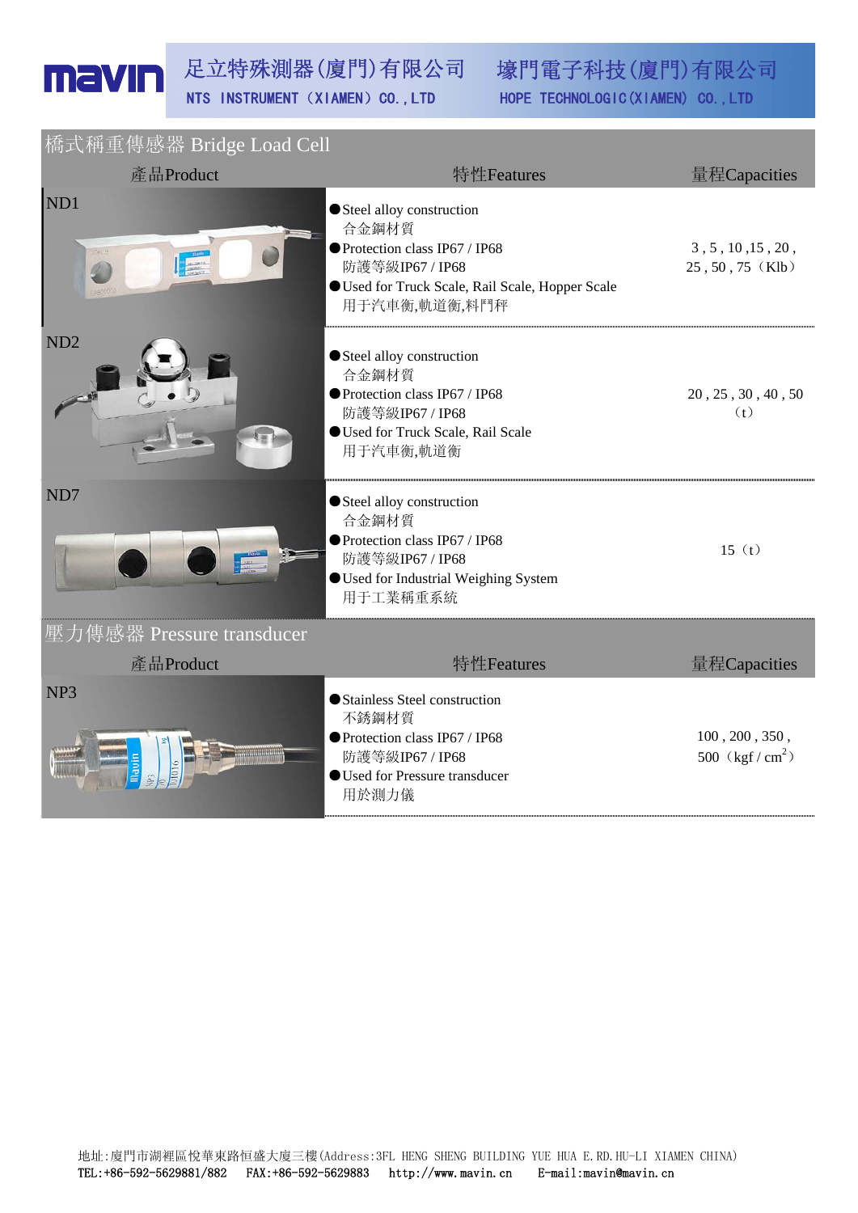# 橋式稱重傳感器 Bridge Load Cell

| 產品Product | 特性Features | 量程Capacities |
|---|---|---|
| ND1 | ●Steel alloy construction<br>合金鋼材質<br>●Protection class IP67 / IP68<br>防護等級IP67 / IP68<br>●Used for Truck Scale, Rail Scale, Hopper Scale<br>用于汽車衡,軌道衡,料鬥秤 | 3 , 5 , 10 ,15 , 20 , 25 , 50 , 75（Klb） |
| ND2 | ●Steel alloy construction<br>合金鋼材質<br>●Protection class IP67 / IP68<br>防護等級IP67 / IP68<br>●Used for Truck Scale, Rail Scale<br>用于汽車衡,軌道衡 | 20 , 25 , 30 , 40 , 50（t） |
| ND7 | ●Steel alloy construction<br>合金鋼材質<br>●Protection class IP67 / IP68<br>防護等級IP67 / IP68<br>●Used for Industrial Weighing System<br>用于工業稱重系統 | 15（t） |

# 壓力傳感器 Pressure transducer

| 產品Product | 特性Features | 量程Capacities |
|---|---|---|
| NP3 | ●Stainless Steel construction<br>不銹鋼材質<br>●Protection class IP67 / IP68<br>防護等級IP67 / IP68<br>●Used for Pressure transducer<br>用於測力儀 | 100 , 200 , 350 , 500（kgf / $cm^2$） |

地址:廈門市湖裡區悅華東路恒盛大廈三樓(Address:3FL HENG SHENG BUILDING YUE HUA E.RD.HU-LI XIAMEN CHINA)
TEL:+86-592-5629881/882 FAX:+86-592-5629883 http://www.mavin.cn E-mail:mavin@mavin.cn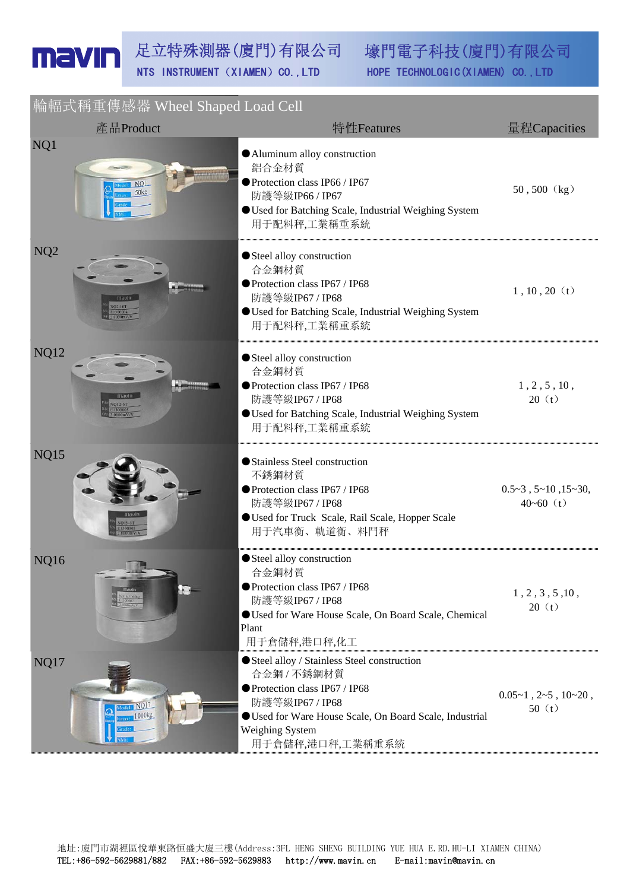mavin 足立特殊測器(廈門)有限公司 NTS INSTRUMENT (XIAMEN) CO., LTD　壕門電子科技(廈門)有限公司 HOPE TECHNOLOGIC(XIAMEN) CO., LTD

## 輪輻式稱重傳感器 Wheel Shaped Load Cell

| 產品Product | 特性Features | 量程Capacities |
|---|---|---|
| NQ1 | ●Aluminum alloy construction<br>鋁合金材質<br>●Protection class IP66 / IP67<br>防護等級IP66 / IP67<br>●Used for Batching Scale, Industrial Weighing System<br>用于配料秤,工業稱重系統 | 50 , 500（kg） |
| NQ2 | ●Steel alloy construction<br>合金鋼材質<br>●Protection class IP67 / IP68<br>防護等級IP67 / IP68<br>●Used for Batching Scale, Industrial Weighing System<br>用于配料秤,工業稱重系統 | 1 , 10 , 20（t） |
| NQ12 | ●Steel alloy construction<br>合金鋼材質<br>●Protection class IP67 / IP68<br>防護等級IP67 / IP68<br>●Used for Batching Scale, Industrial Weighing System<br>用于配料秤,工業稱重系統 | 1 , 2 , 5 , 10 , 20（t） |
| NQ15 | ●Stainless Steel construction<br>不銹鋼材質<br>●Protection class IP67 / IP68<br>防護等級IP67 / IP68<br>●Used for Truck Scale, Rail Scale, Hopper Scale<br>用于汽車衡、軌道衡、料鬥秤 | 0.5~3 , 5~10 ,15~30, 40~60（t） |
| NQ16 | ●Steel alloy construction<br>合金鋼材質<br>●Protection class IP67 / IP68<br>防護等級IP67 / IP68<br>●Used for Ware House Scale, On Board Scale, Chemical Plant<br>用于倉儲秤,港口秤,化工 | 1 , 2 , 3 , 5 ,10 , 20（t） |
| NQ17 | ●Steel alloy / Stainless Steel construction<br>合金鋼 / 不銹鋼材質<br>●Protection class IP67 / IP68<br>防護等級IP67 / IP68<br>●Used for Ware House Scale, On Board Scale, Industrial Weighing System<br>用于倉儲秤,港口秤,工業稱重系統 | 0.05~1 , 2~5 , 10~20 , 50（t） |

地址:廈門市湖裡區悅華東路恒盛大廈三樓(Address:3FL HENG SHENG BUILDING YUE HUA E.RD.HU-LI XIAMEN CHINA)
TEL:+86-592-5629881/882　FAX:+86-592-5629883　http://www.mavin.cn　E-mail:mavin@mavin.cn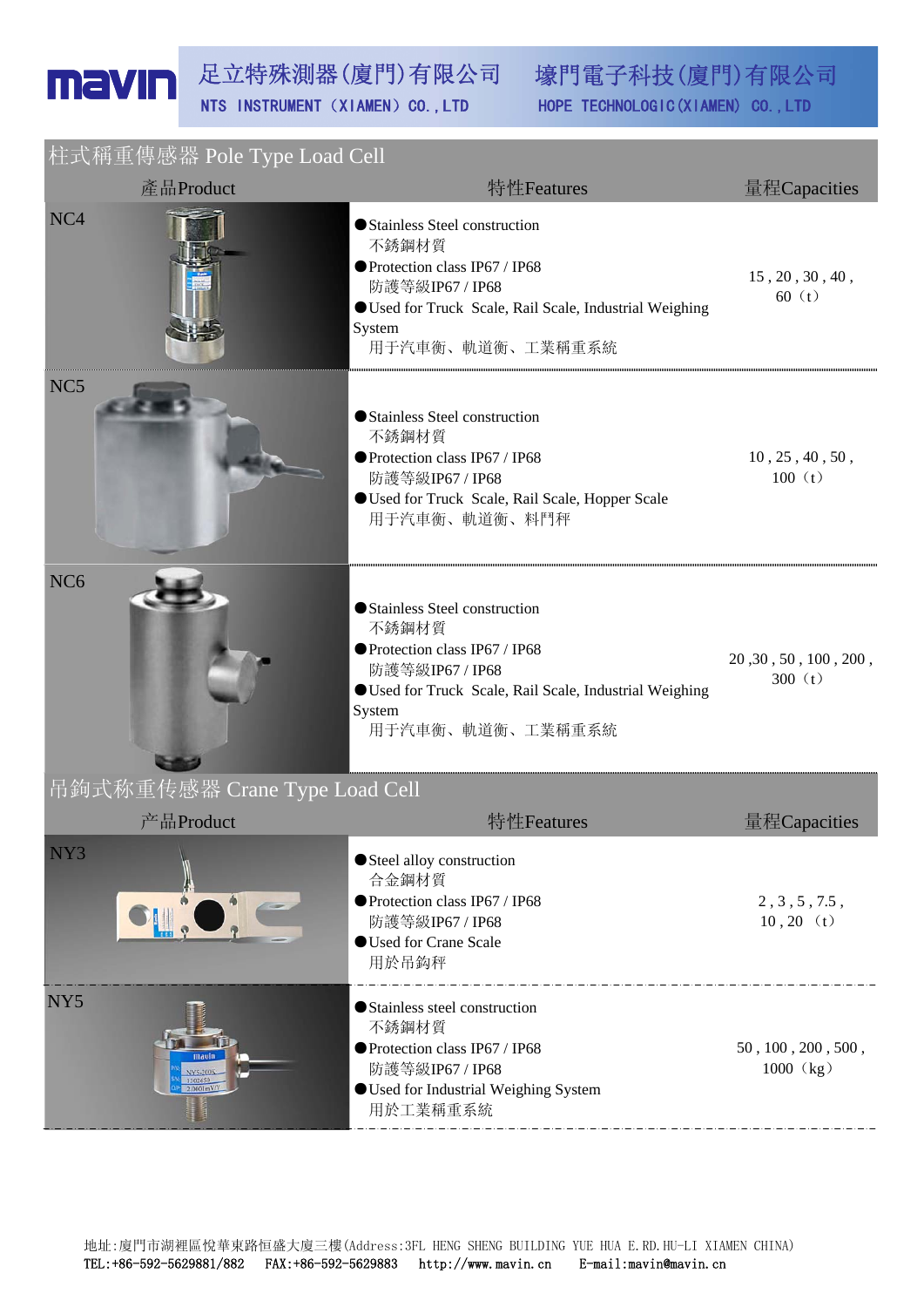**mavin** 足立特殊測器(廈門)有限公司 NTS INSTRUMENT (XIAMEN) CO.,LTD　　壕門電子科技(廈門)有限公司 HOPE TECHNOLOGIC(XIAMEN) CO.,LTD

## 柱式稱重傳感器 Pole Type Load Cell

| 產品Product | 特性Features | 量程Capacities |
|---|---|---|
| NC4 | ●Stainless Steel construction<br>不銹鋼材質<br>●Protection class IP67 / IP68<br>防護等級IP67 / IP68<br>●Used for Truck Scale, Rail Scale, Industrial Weighing System<br>用于汽車衡、軌道衡、工業稱重系統 | 15 , 20 , 30 , 40 , 60（t） |
| NC5 | ●Stainless Steel construction<br>不銹鋼材質<br>●Protection class IP67 / IP68<br>防護等級IP67 / IP68<br>●Used for Truck Scale, Rail Scale, Hopper Scale<br>用于汽車衡、軌道衡、料鬥秤 | 10 , 25 , 40 , 50 , 100（t） |
| NC6 | ●Stainless Steel construction<br>不銹鋼材質<br>●Protection class IP67 / IP68<br>防護等級IP67 / IP68<br>●Used for Truck Scale, Rail Scale, Industrial Weighing System<br>用于汽車衡、軌道衡、工業稱重系統 | 20 ,30 , 50 , 100 , 200 , 300（t） |

## 吊鉤式称重传感器 Crane Type Load Cell

| 产品Product | 特性Features | 量程Capacities |
|---|---|---|
| NY3 | ●Steel alloy construction<br>合金鋼材質<br>●Protection class IP67 / IP68<br>防護等級IP67 / IP68<br>●Used for Crane Scale<br>用於吊鉤秤 | 2 , 3 , 5 , 7.5 , 10 , 20（t） |
| NY5 | ●Stainless steel construction<br>不銹鋼材質<br>●Protection class IP67 / IP68<br>防護等級IP67 / IP68<br>●Used for Industrial Weighing System<br>用於工業稱重系統 | 50 , 100 , 200 , 500 , 1000（kg） |

地址:廈門市湖裡區悅華東路恒盛大廈三樓(Address:3FL HENG SHENG BUILDING YUE HUA E.RD.HU-LI XIAMEN CHINA)
TEL:+86-592-5629881/882　FAX:+86-592-5629883　http://www.mavin.cn　E-mail:mavin@mavin.cn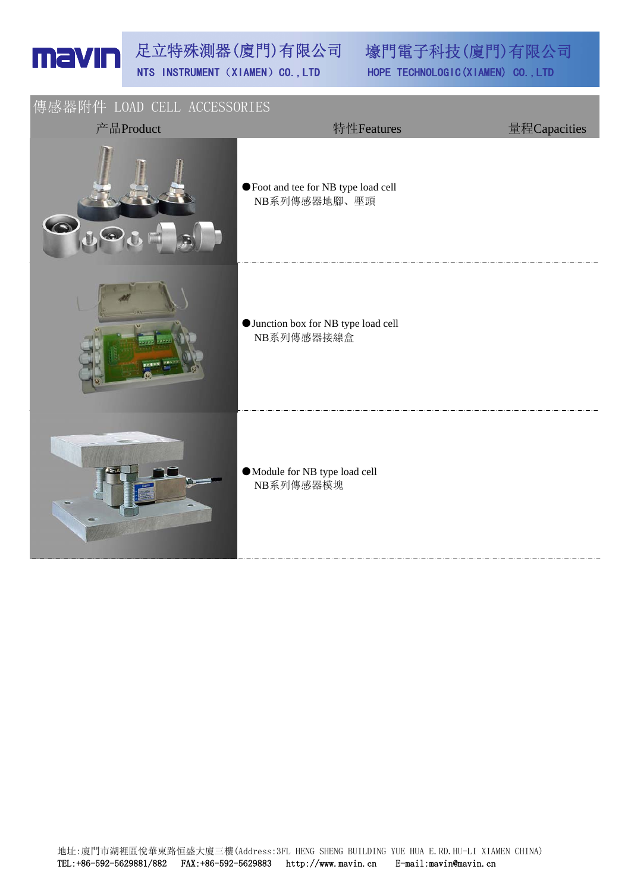## 傳感器附件 LOAD CELL ACCESSORIES

| 产品Product | 特性Features | 量程Capacities |
|---|---|---|
| | ●Foot and tee for NB type load cell<br>NB系列傳感器地腳、壓頭 | |
| | ●Junction box for NB type load cell<br>NB系列傳感器接線盒 | |
| | ●Module for NB type load cell<br>NB系列傳感器模塊 | |